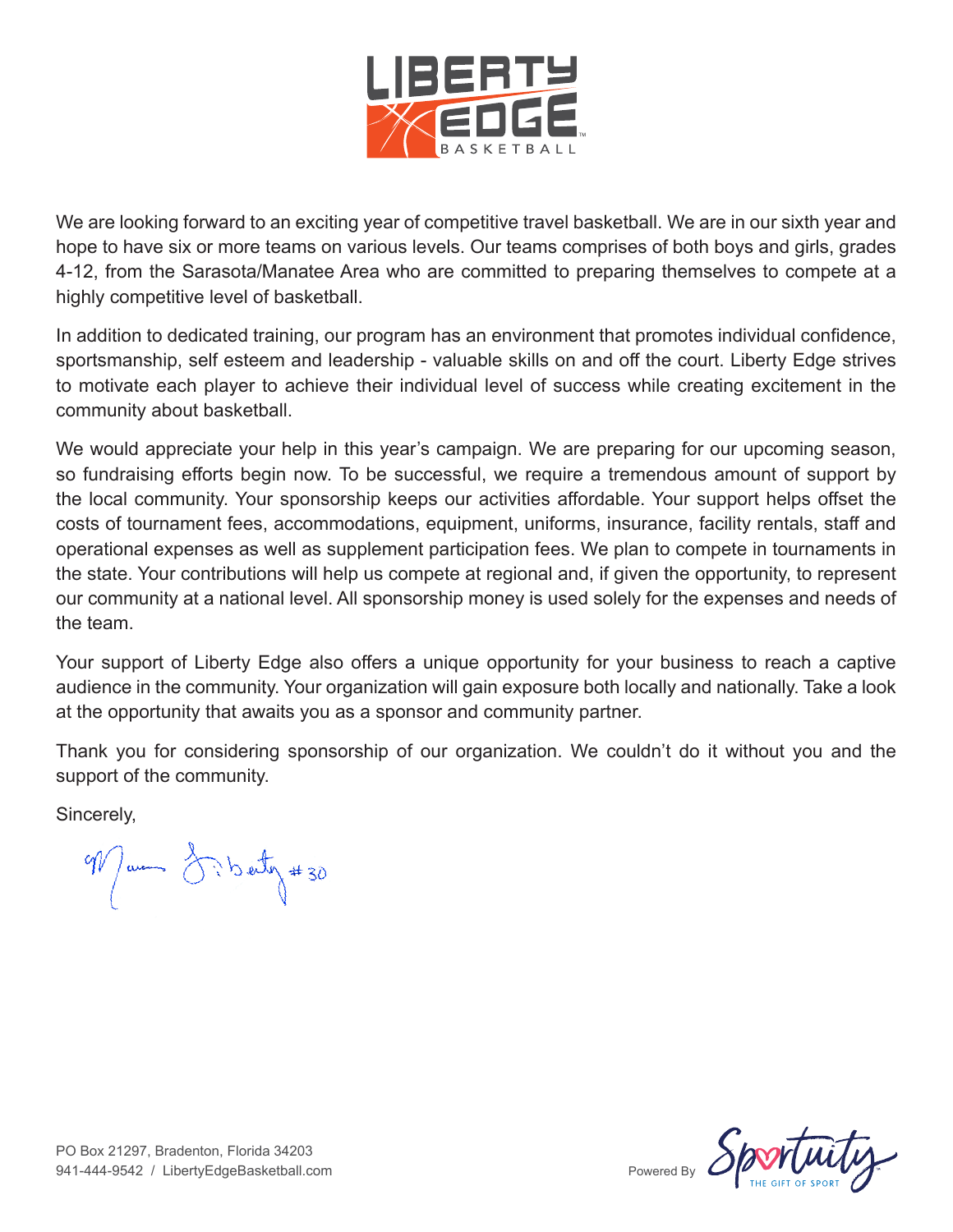We are looking forward to an exciting year of competitive travel basketball. We are in our sixth year and hope to have six or more teams on various levels. Our teams comprises of both boys and girls, grades 4-12, from the Sarasota/Manatee Area who are committed to preparing themselves to compete at a highly competitive level of basketball.

In addition to dedicated training, our program has an environment that promotes individual confidence, sportsmanship, self esteem and leadership - valuable skills on and off the court. Liberty Edge strives to motivate each player to achieve their individual level of success while creating excitement in the community about basketball.

We would appreciate your help in this year's campaign. We are preparing for our upcoming season, so fundraising efforts begin now. To be successful, we require a tremendous amount of support by the local community. Your sponsorship keeps our activities affordable. Your support helps offset the costs of tournament fees, accommodations, equipment, uniforms, insurance, facility rentals, staff and operational expenses as well as supplement participation fees. We plan to compete in tournaments in the state. Your contributions will help us compete at regional and, if given the opportunity, to represent our community at a national level. All sponsorship money is used solely for the expenses and needs of the team.

Your support of Liberty Edge also offers a unique opportunity for your business to reach a captive audience in the community. Your organization will gain exposure both locally and nationally. Take a look at the opportunity that awaits you as a sponsor and community partner.

Thank you for considering sponsorship of our organization. We couldn't do it without you and the support of the community.

Sincerely,

Manny Liberty #30

PO Box 21297, Bradenton, Florida 34203
941-444-9542 / LibertyEdgeBasketball.com

Powered By Sportuity THE GIFT OF SPORT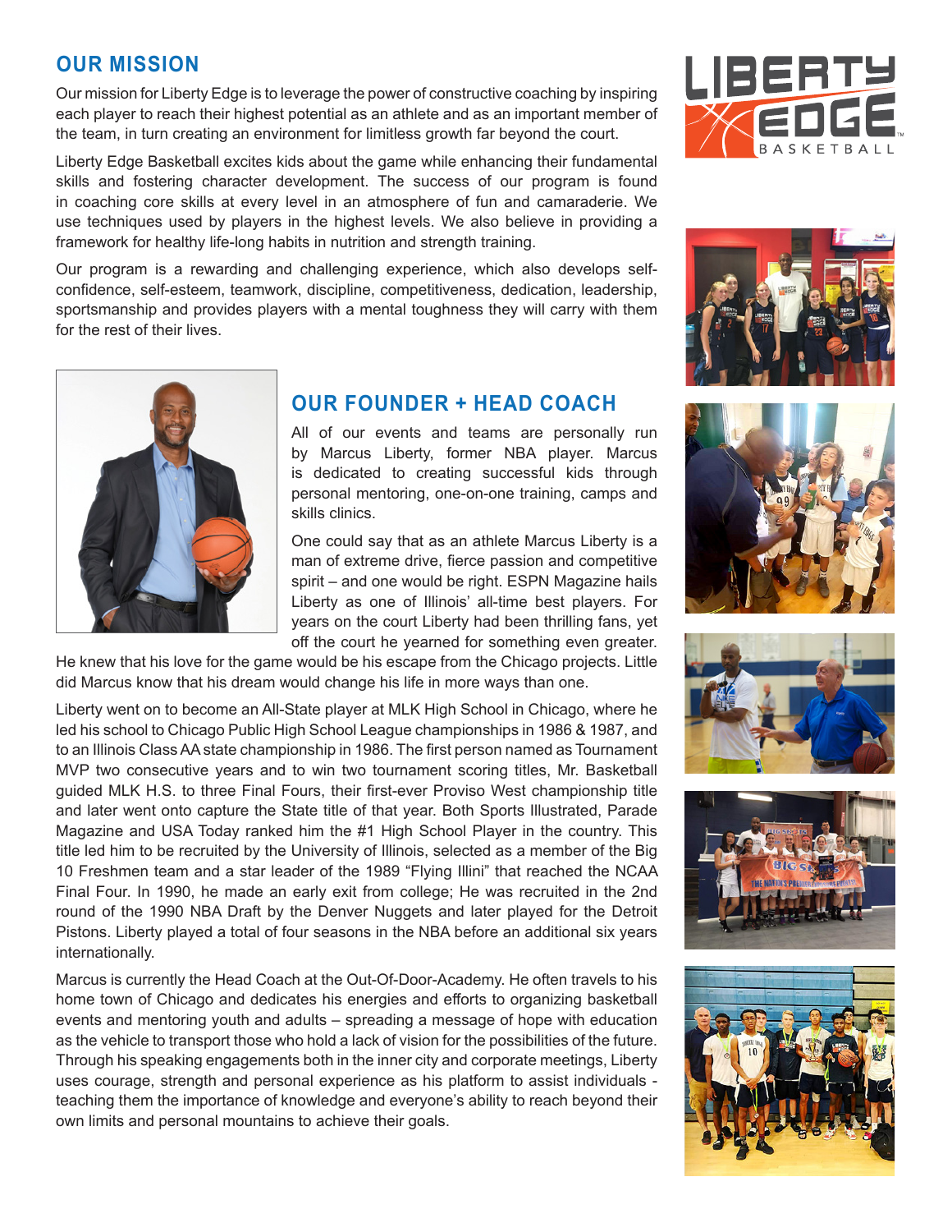## OUR MISSION

Our mission for Liberty Edge is to leverage the power of constructive coaching by inspiring each player to reach their highest potential as an athlete and as an important member of the team, in turn creating an environment for limitless growth far beyond the court.

Liberty Edge Basketball excites kids about the game while enhancing their fundamental skills and fostering character development. The success of our program is found in coaching core skills at every level in an atmosphere of fun and camaraderie. We use techniques used by players in the highest levels. We also believe in providing a framework for healthy life-long habits in nutrition and strength training.

Our program is a rewarding and challenging experience, which also develops self-confidence, self-esteem, teamwork, discipline, competitiveness, dedication, leadership, sportsmanship and provides players with a mental toughness they will carry with them for the rest of their lives.

## OUR FOUNDER + HEAD COACH

All of our events and teams are personally run by Marcus Liberty, former NBA player. Marcus is dedicated to creating successful kids through personal mentoring, one-on-one training, camps and skills clinics.

One could say that as an athlete Marcus Liberty is a man of extreme drive, fierce passion and competitive spirit – and one would be right. ESPN Magazine hails Liberty as one of Illinois' all-time best players. For years on the court Liberty had been thrilling fans, yet off the court he yearned for something even greater. He knew that his love for the game would be his escape from the Chicago projects. Little did Marcus know that his dream would change his life in more ways than one.

Liberty went on to become an All-State player at MLK High School in Chicago, where he led his school to Chicago Public High School League championships in 1986 & 1987, and to an Illinois Class AA state championship in 1986. The first person named as Tournament MVP two consecutive years and to win two tournament scoring titles, Mr. Basketball guided MLK H.S. to three Final Fours, their first-ever Proviso West championship title and later went onto capture the State title of that year. Both Sports Illustrated, Parade Magazine and USA Today ranked him the #1 High School Player in the country. This title led him to be recruited by the University of Illinois, selected as a member of the Big 10 Freshmen team and a star leader of the 1989 "Flying Illini" that reached the NCAA Final Four. In 1990, he made an early exit from college; He was recruited in the 2nd round of the 1990 NBA Draft by the Denver Nuggets and later played for the Detroit Pistons. Liberty played a total of four seasons in the NBA before an additional six years internationally.

Marcus is currently the Head Coach at the Out-Of-Door-Academy. He often travels to his home town of Chicago and dedicates his energies and efforts to organizing basketball events and mentoring youth and adults – spreading a message of hope with education as the vehicle to transport those who hold a lack of vision for the possibilities of the future. Through his speaking engagements both in the inner city and corporate meetings, Liberty uses courage, strength and personal experience as his platform to assist individuals - teaching them the importance of knowledge and everyone's ability to reach beyond their own limits and personal mountains to achieve their goals.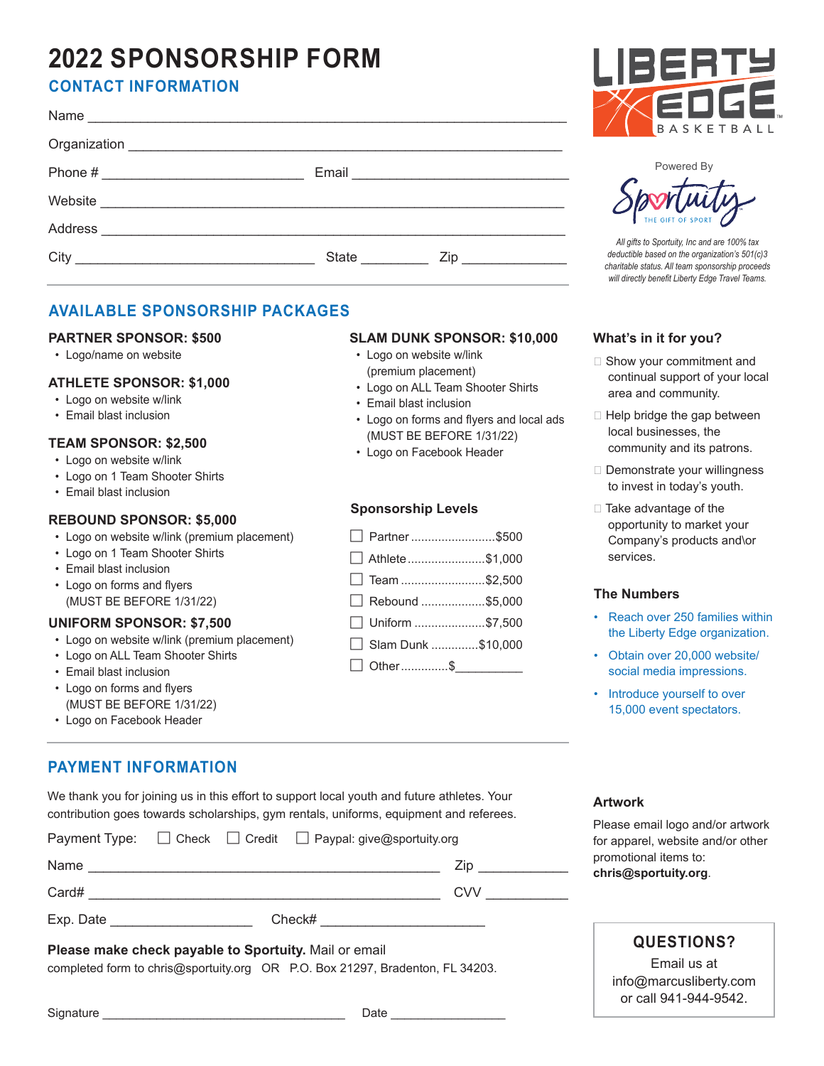# 2022 SPONSORSHIP FORM

## CONTACT INFORMATION

Name ____________________________________________

Organization ____________________________________________

Phone # ______________________ Email ______________________

Website ____________________________________________

Address ____________________________________________

City ______________________ State _________ Zip _____________

LIBERTY EDGE BASKETBALL

Powered By Sportuity THE GIFT OF SPORT

*All gifts to Sportuity, Inc and are 100% tax deductible based on the organization's 501(c)3 charitable status. All team sponsorship proceeds will directly benefit Liberty Edge Travel Teams.*

## AVAILABLE SPONSORSHIP PACKAGES

### PARTNER SPONSOR: $500

- Logo/name on website

### ATHLETE SPONSOR: $1,000

- Logo on website w/link
- Email blast inclusion

### TEAM SPONSOR: $2,500

- Logo on website w/link
- Logo on 1 Team Shooter Shirts
- Email blast inclusion

### REBOUND SPONSOR: $5,000

- Logo on website w/link (premium placement)
- Logo on 1 Team Shooter Shirts
- Email blast inclusion
- Logo on forms and flyers (MUST BE BEFORE 1/31/22)

### UNIFORM SPONSOR: $7,500

- Logo on website w/link (premium placement)
- Logo on ALL Team Shooter Shirts
- Email blast inclusion
- Logo on forms and flyers (MUST BE BEFORE 1/31/22)
- Logo on Facebook Header

### SLAM DUNK SPONSOR: $10,000

- Logo on website w/link (premium placement)
- Logo on ALL Team Shooter Shirts
- Email blast inclusion
- Logo on forms and flyers and local ads (MUST BE BEFORE 1/31/22)
- Logo on Facebook Header

### Sponsorship Levels

- ☐ Partner ......................... $500
- ☐ Athlete ....................... $1,000
- ☐ Team ......................... $2,500
- ☐ Rebound .................. $5,000
- ☐ Uniform .................... $7,500
- ☐ Slam Dunk ............. $10,000
- ☐ Other ............. $__________

### What's in it for you?

- ☐ Show your commitment and continual support of your local area and community.
- ☐ Help bridge the gap between local businesses, the community and its patrons.
- ☐ Demonstrate your willingness to invest in today's youth.
- ☐ Take advantage of the opportunity to market your Company's products and\or services.

### The Numbers

- Reach over 250 families within the Liberty Edge organization.
- Obtain over 20,000 website/ social media impressions.
- Introduce yourself to over 15,000 event spectators.

## PAYMENT INFORMATION

We thank you for joining us in this effort to support local youth and future athletes. Your contribution goes towards scholarships, gym rentals, uniforms, equipment and referees.

Payment Type: ☐ Check ☐ Credit ☐ Paypal: give@sportuity.org

Name ____________________________________________ Zip ___________

Card# ____________________________________________ CVV ___________

Exp. Date __________________ Check# ____________________

**Please make check payable to Sportuity.** Mail or email completed form to chris@sportuity.org OR P.O. Box 21297, Bradenton, FL 34203.

Signature ______________________________ Date _______________

### Artwork

Please email logo and/or artwork for apparel, website and/or other promotional items to: **chris@sportuity.org**.

### QUESTIONS?

Email us at info@marcusliberty.com or call 941-944-9542.